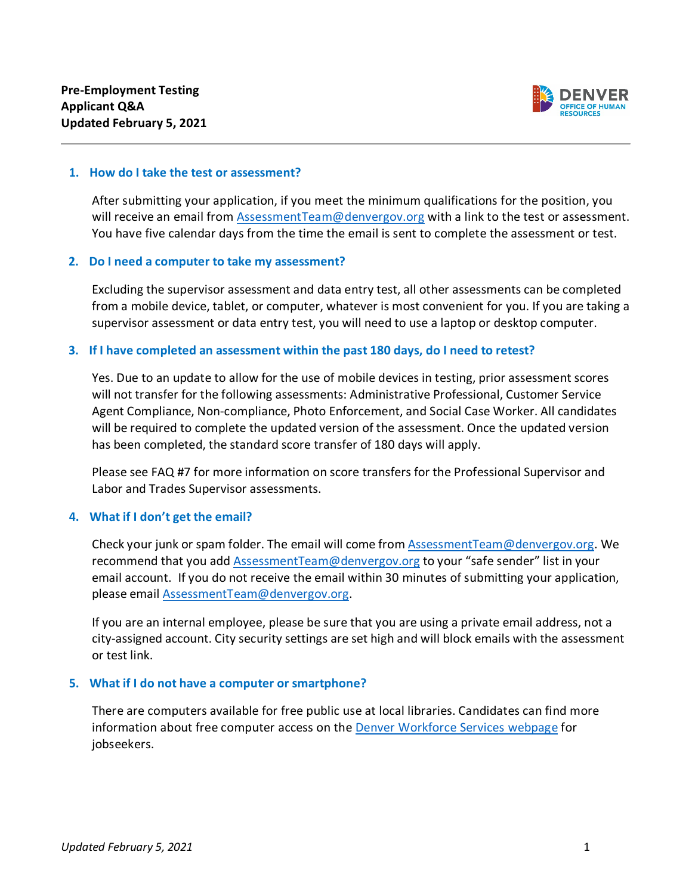**Pre-Employment Testing**
**Applicant Q&A**
**Updated February 5, 2021**

DENVER OFFICE OF HUMAN RESOURCES

## 1. How do I take the test or assessment?

After submitting your application, if you meet the minimum qualifications for the position, you will receive an email from [AssessmentTeam@denvergov.org](mailto:AssessmentTeam@denvergov.org) with a link to the test or assessment. You have five calendar days from the time the email is sent to complete the assessment or test.

## 2. Do I need a computer to take my assessment?

Excluding the supervisor assessment and data entry test, all other assessments can be completed from a mobile device, tablet, or computer, whatever is most convenient for you. If you are taking a supervisor assessment or data entry test, you will need to use a laptop or desktop computer.

## 3. If I have completed an assessment within the past 180 days, do I need to retest?

Yes. Due to an update to allow for the use of mobile devices in testing, prior assessment scores will not transfer for the following assessments: Administrative Professional, Customer Service Agent Compliance, Non-compliance, Photo Enforcement, and Social Case Worker. All candidates will be required to complete the updated version of the assessment. Once the updated version has been completed, the standard score transfer of 180 days will apply.

Please see FAQ #7 for more information on score transfers for the Professional Supervisor and Labor and Trades Supervisor assessments.

## 4. What if I don't get the email?

Check your junk or spam folder. The email will come from [AssessmentTeam@denvergov.org](mailto:AssessmentTeam@denvergov.org). We recommend that you add [AssessmentTeam@denvergov.org](mailto:AssessmentTeam@denvergov.org) to your "safe sender" list in your email account. If you do not receive the email within 30 minutes of submitting your application, please email [AssessmentTeam@denvergov.org](mailto:AssessmentTeam@denvergov.org).

If you are an internal employee, please be sure that you are using a private email address, not a city-assigned account. City security settings are set high and will block emails with the assessment or test link.

## 5. What if I do not have a computer or smartphone?

There are computers available for free public use at local libraries. Candidates can find more information about free computer access on the Denver Workforce Services webpage for jobseekers.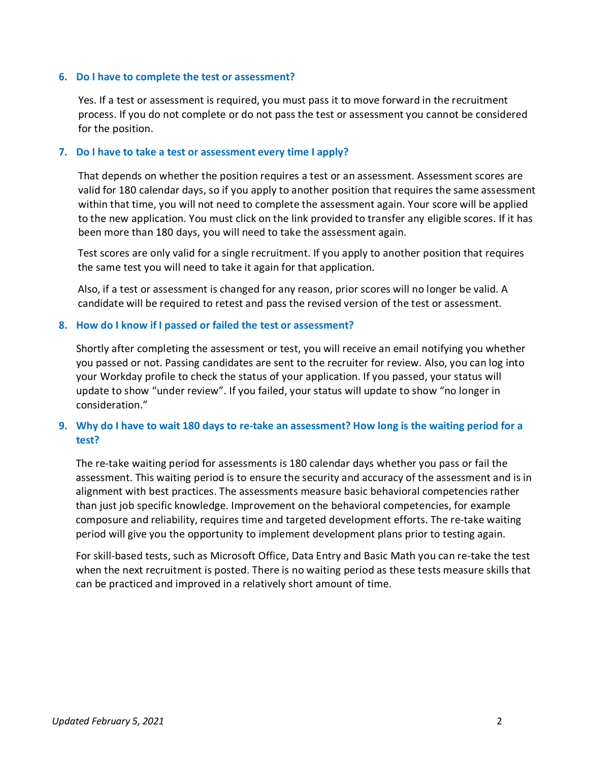### 6. Do I have to complete the test or assessment?

Yes. If a test or assessment is required, you must pass it to move forward in the recruitment process. If you do not complete or do not pass the test or assessment you cannot be considered for the position.

### 7. Do I have to take a test or assessment every time I apply?

That depends on whether the position requires a test or an assessment. Assessment scores are valid for 180 calendar days, so if you apply to another position that requires the same assessment within that time, you will not need to complete the assessment again. Your score will be applied to the new application. You must click on the link provided to transfer any eligible scores. If it has been more than 180 days, you will need to take the assessment again.

Test scores are only valid for a single recruitment. If you apply to another position that requires the same test you will need to take it again for that application.

Also, if a test or assessment is changed for any reason, prior scores will no longer be valid. A candidate will be required to retest and pass the revised version of the test or assessment.

### 8. How do I know if I passed or failed the test or assessment?

Shortly after completing the assessment or test, you will receive an email notifying you whether you passed or not. Passing candidates are sent to the recruiter for review. Also, you can log into your Workday profile to check the status of your application. If you passed, your status will update to show "under review". If you failed, your status will update to show "no longer in consideration."

### 9. Why do I have to wait 180 days to re-take an assessment? How long is the waiting period for a test?

The re-take waiting period for assessments is 180 calendar days whether you pass or fail the assessment. This waiting period is to ensure the security and accuracy of the assessment and is in alignment with best practices. The assessments measure basic behavioral competencies rather than just job specific knowledge. Improvement on the behavioral competencies, for example composure and reliability, requires time and targeted development efforts. The re-take waiting period will give you the opportunity to implement development plans prior to testing again.

For skill-based tests, such as Microsoft Office, Data Entry and Basic Math you can re-take the test when the next recruitment is posted. There is no waiting period as these tests measure skills that can be practiced and improved in a relatively short amount of time.

*Updated February 5, 2021*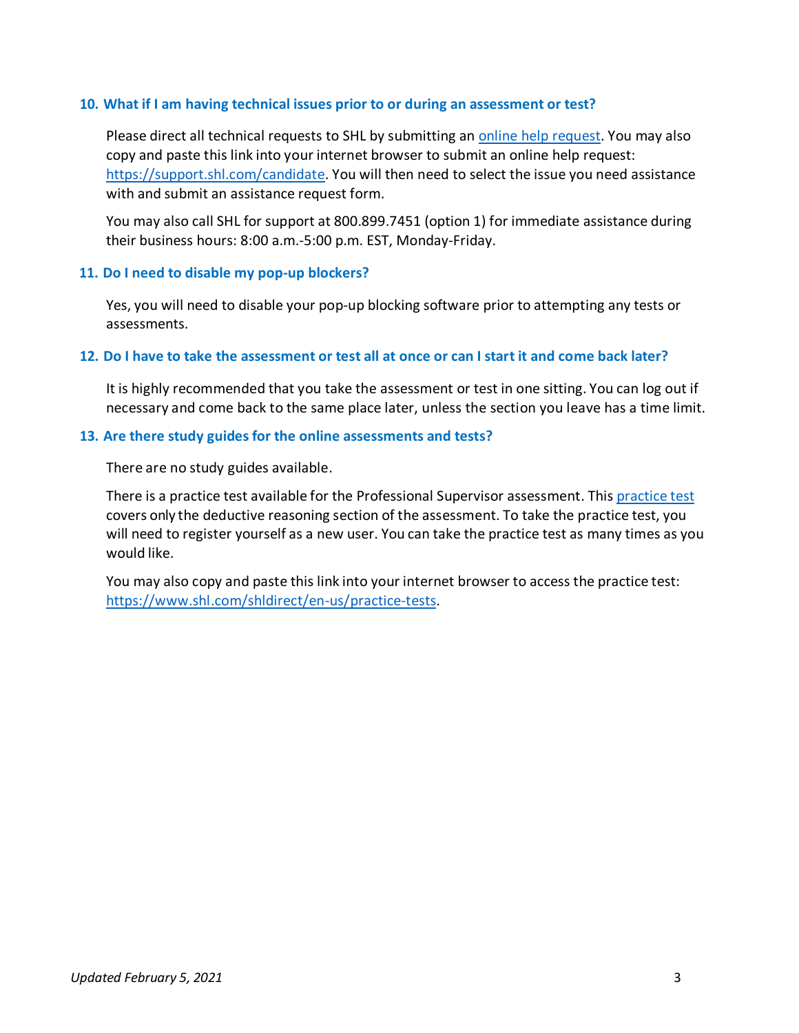### 10. What if I am having technical issues prior to or during an assessment or test?

Please direct all technical requests to SHL by submitting an online help request. You may also copy and paste this link into your internet browser to submit an online help request: https://support.shl.com/candidate. You will then need to select the issue you need assistance with and submit an assistance request form.

You may also call SHL for support at 800.899.7451 (option 1) for immediate assistance during their business hours: 8:00 a.m.-5:00 p.m. EST, Monday-Friday.

### 11. Do I need to disable my pop-up blockers?

Yes, you will need to disable your pop-up blocking software prior to attempting any tests or assessments.

### 12. Do I have to take the assessment or test all at once or can I start it and come back later?

It is highly recommended that you take the assessment or test in one sitting. You can log out if necessary and come back to the same place later, unless the section you leave has a time limit.

### 13. Are there study guides for the online assessments and tests?

There are no study guides available.

There is a practice test available for the Professional Supervisor assessment. This practice test covers only the deductive reasoning section of the assessment. To take the practice test, you will need to register yourself as a new user. You can take the practice test as many times as you would like.

You may also copy and paste this link into your internet browser to access the practice test: https://www.shl.com/shldirect/en-us/practice-tests.

*Updated February 5, 2021*